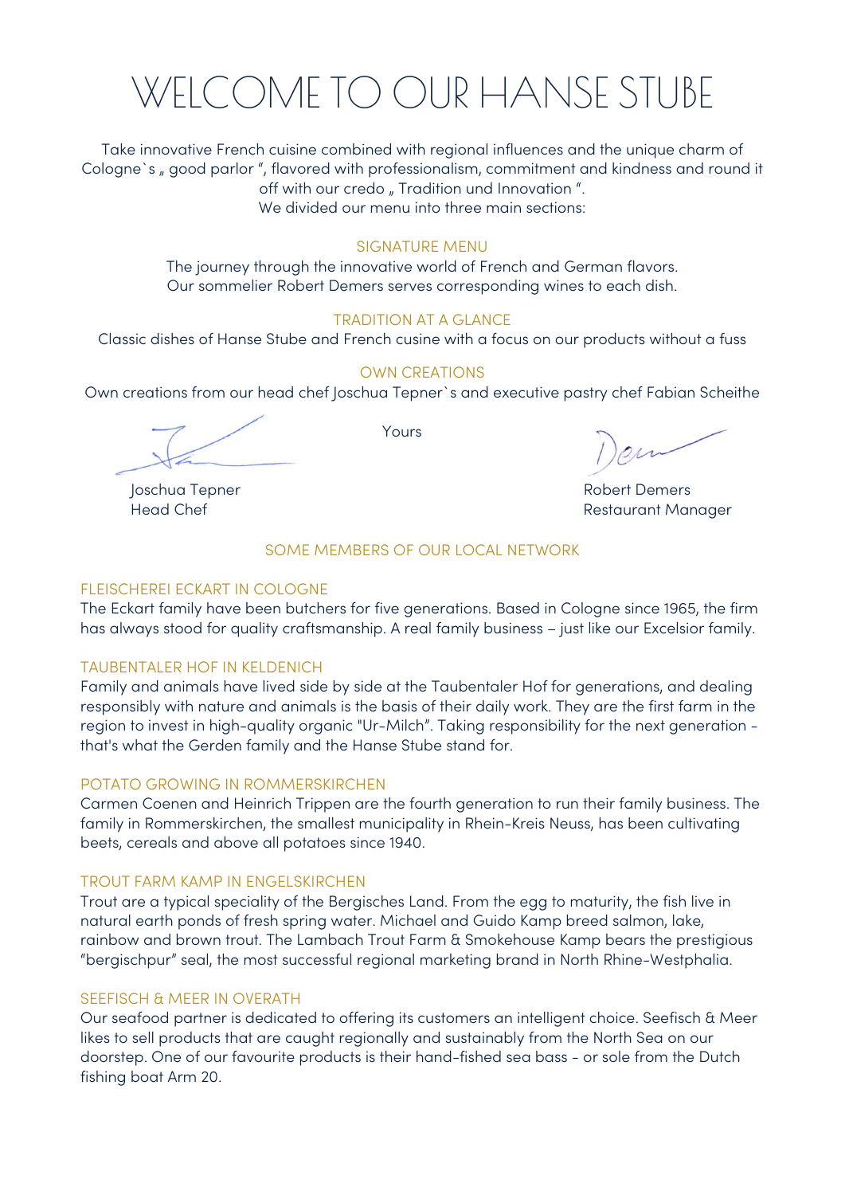# WELCOME TO OUR HANSE STUBE

Take innovative French cuisine combined with regional influences and the unique charm of Cologne`s „ good parlor ", flavored with professionalism, commitment and kindness and round it off with our credo „ Tradition und Innovation ".
We divided our menu into three main sections:

## SIGNATURE MENU

The journey through the innovative world of French and German flavors.
Our sommelier Robert Demers serves corresponding wines to each dish.

## TRADITION AT A GLANCE

Classic dishes of Hanse Stube and French cusine with a focus on our products without a fuss

## OWN CREATIONS

Own creations from our head chef Joschua Tepner`s and executive pastry chef Fabian Scheithe

Yours

Joschua Tepner
Head Chef

Robert Demers
Restaurant Manager

## SOME MEMBERS OF OUR LOCAL NETWORK

### FLEISCHEREI ECKART IN COLOGNE

The Eckart family have been butchers for five generations. Based in Cologne since 1965, the firm has always stood for quality craftsmanship. A real family business – just like our Excelsior family.

### TAUBENTALER HOF IN KELDENICH

Family and animals have lived side by side at the Taubentaler Hof for generations, and dealing responsibly with nature and animals is the basis of their daily work. They are the first farm in the region to invest in high-quality organic "Ur-Milch". Taking responsibility for the next generation - that's what the Gerden family and the Hanse Stube stand for.

### POTATO GROWING IN ROMMERSKIRCHEN

Carmen Coenen and Heinrich Trippen are the fourth generation to run their family business. The family in Rommerskirchen, the smallest municipality in Rhein-Kreis Neuss, has been cultivating beets, cereals and above all potatoes since 1940.

### TROUT FARM KAMP IN ENGELSKIRCHEN

Trout are a typical speciality of the Bergisches Land. From the egg to maturity, the fish live in natural earth ponds of fresh spring water. Michael and Guido Kamp breed salmon, lake, rainbow and brown trout. The Lambach Trout Farm & Smokehouse Kamp bears the prestigious "bergischpur" seal, the most successful regional marketing brand in North Rhine-Westphalia.

### SEEFISCH & MEER IN OVERATH

Our seafood partner is dedicated to offering its customers an intelligent choice. Seefisch & Meer likes to sell products that are caught regionally and sustainably from the North Sea on our doorstep. One of our favourite products is their hand-fished sea bass - or sole from the Dutch fishing boat Arm 20.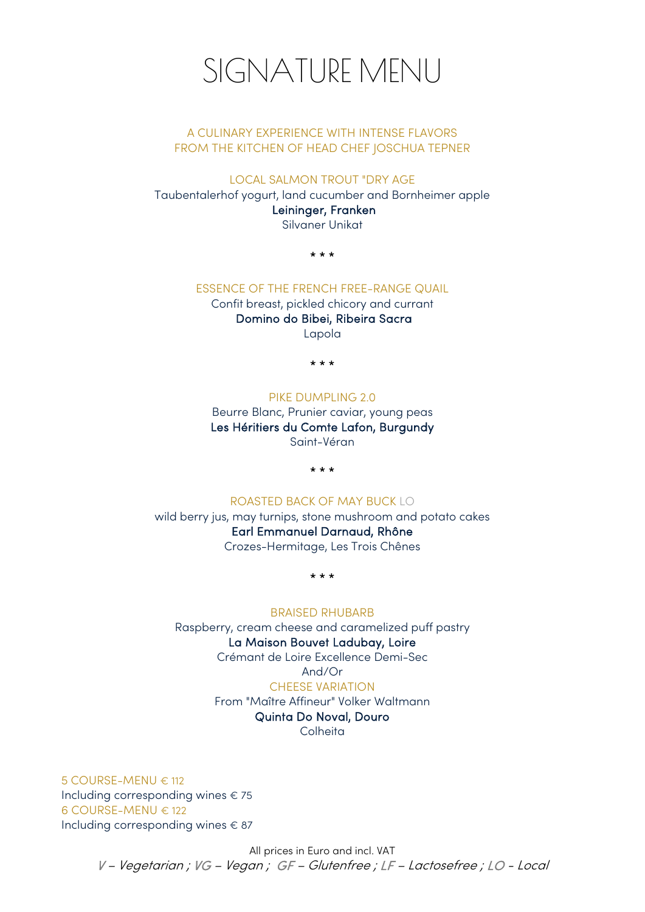# SIGNATURE MENU

A CULINARY EXPERIENCE WITH INTENSE FLAVORS
FROM THE KITCHEN OF HEAD CHEF JOSCHUA TEPNER

LOCAL SALMON TROUT "DRY AGE
Taubentalerhof yogurt, land cucumber and Bornheimer apple
**Leininger, Franken**
Silvaner Unikat

* * *

ESSENCE OF THE FRENCH FREE-RANGE QUAIL
Confit breast, pickled chicory and currant
**Domino do Bibei, Ribeira Sacra**
Lapola

* * *

PIKE DUMPLING 2.0
Beurre Blanc, Prunier caviar, young peas
**Les Héritiers du Comte Lafon, Burgundy**
Saint-Véran

* * *

ROASTED BACK OF MAY BUCK LO
wild berry jus, may turnips, stone mushroom and potato cakes
**Earl Emmanuel Darnaud, Rhône**
Crozes-Hermitage, Les Trois Chênes

* * *

BRAISED RHUBARB
Raspberry, cream cheese and caramelized puff pastry
**La Maison Bouvet Ladubay, Loire**
Crémant de Loire Excellence Demi-Sec
And/Or
CHEESE VARIATION
From "Maître Affineur" Volker Waltmann
**Quinta Do Noval, Douro**
Colheita

5 COURSE-MENU € 112
Including corresponding wines € 75
6 COURSE-MENU € 122
Including corresponding wines € 87

All prices in Euro and incl. VAT
*V – Vegetarian ; VG – Vegan ; GF – Glutenfree ; LF – Lactosefree ; LO - Local*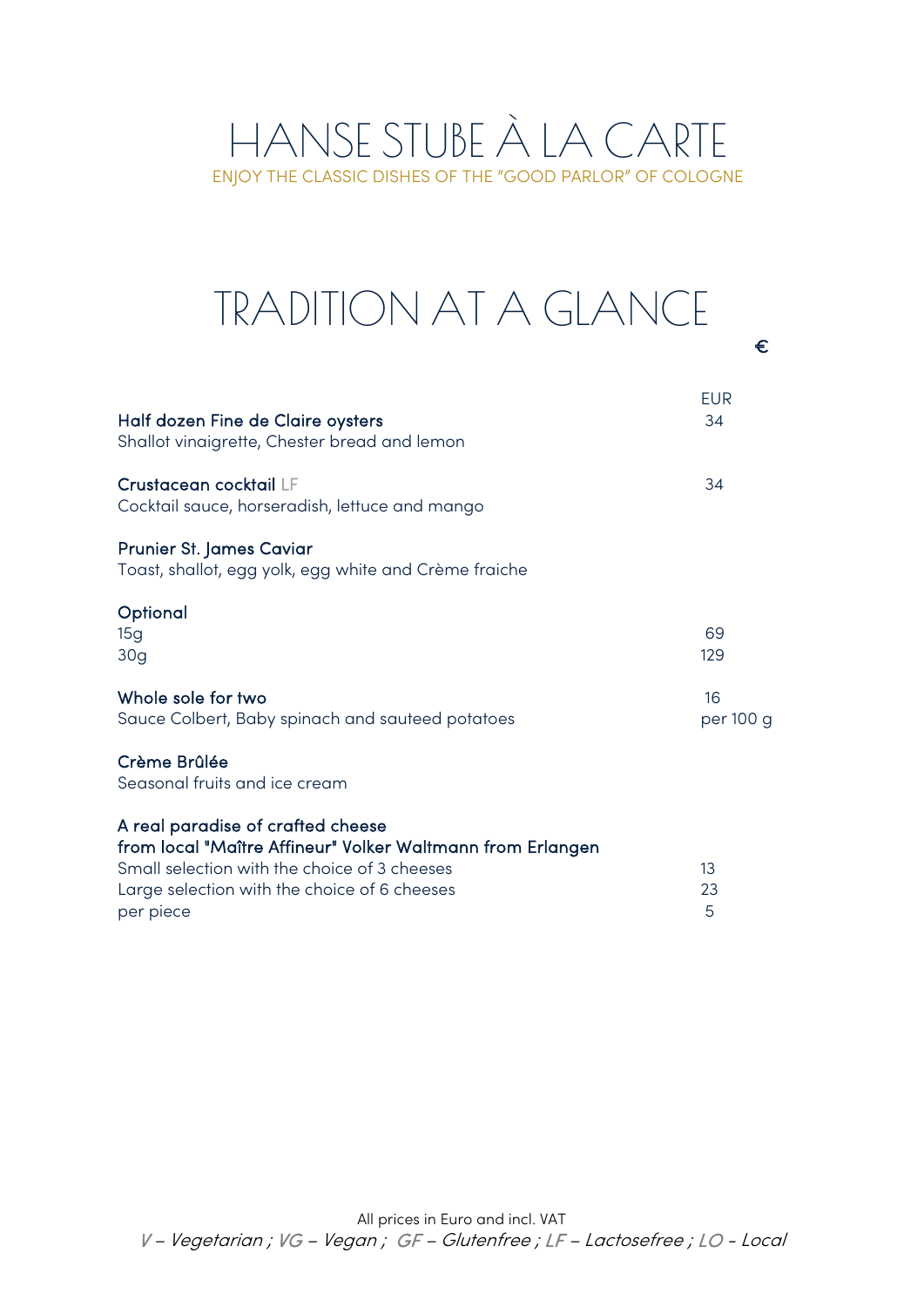# HANSE STUBE À LA CARTE

ENJOY THE CLASSIC DISHES OF THE "GOOD PARLOR" OF COLOGNE

## TRADITION AT A GLANCE

€

| | EUR |
|---|---|
| **Half dozen Fine de Claire oysters**<br>Shallot vinaigrette, Chester bread and lemon | 34 |
| **Crustacean cocktail** LF<br>Cocktail sauce, horseradish, lettuce and mango | 34 |
| **Prunier St. James Caviar**<br>Toast, shallot, egg yolk, egg white and Crème fraiche | |
| **Optional** | |
| 15g | 69 |
| 30g | 129 |
| **Whole sole for two**<br>Sauce Colbert, Baby spinach and sauteed potatoes | 16<br>per 100 g |
| **Crème Brûlée**<br>Seasonal fruits and ice cream | |
| **A real paradise of crafted cheese**<br>**from local "Maître Affineur" Volker Waltmann from Erlangen** | |
| Small selection with the choice of 3 cheeses | 13 |
| Large selection with the choice of 6 cheeses | 23 |
| per piece | 5 |

All prices in Euro and incl. VAT

*V – Vegetarian ; VG – Vegan ; GF – Glutenfree ; LF – Lactosefree ; LO - Local*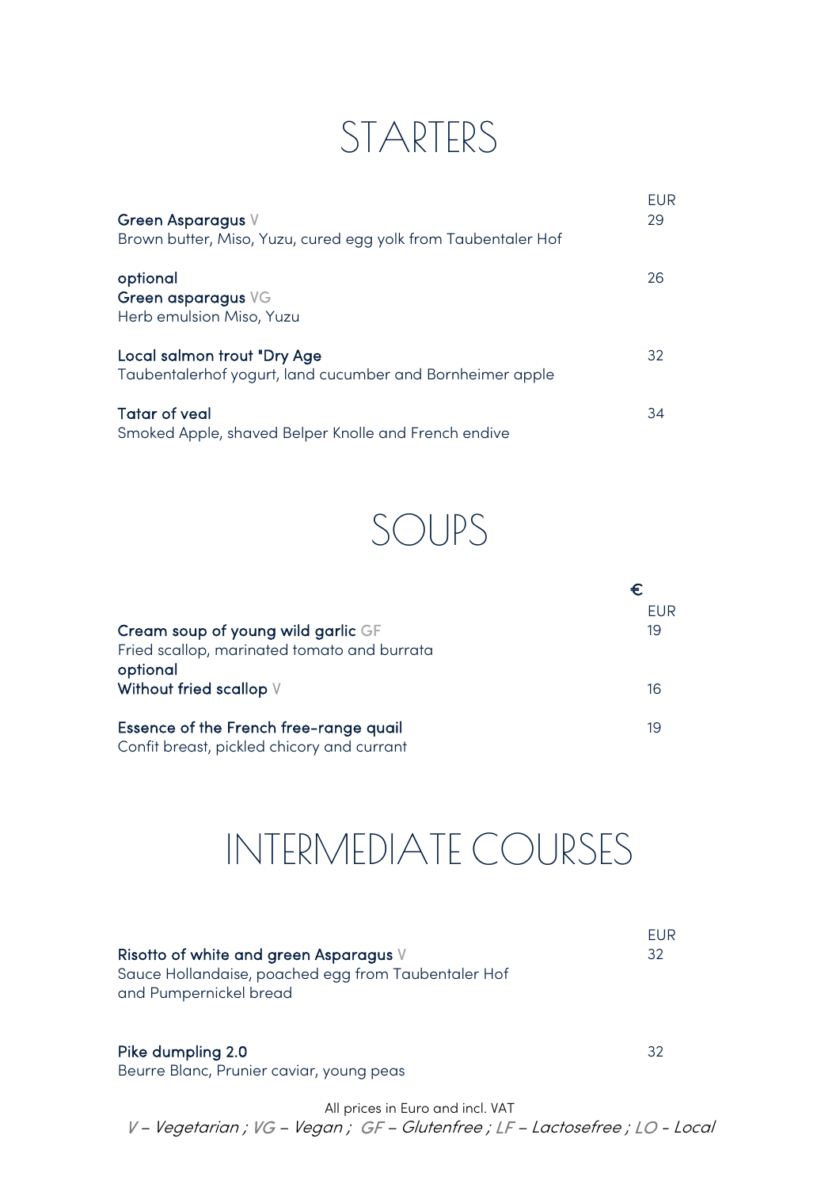# STARTERS

| | EUR |
|---|---|
| **Green Asparagus** V<br>Brown butter, Miso, Yuzu, cured egg yolk from Taubentaler Hof | 29 |
| **optional**<br>**Green asparagus** VG<br>Herb emulsion Miso, Yuzu | 26 |
| **Local salmon trout "Dry Age**<br>Taubentalerhof yogurt, land cucumber and Bornheimer apple | 32 |
| **Tatar of veal**<br>Smoked Apple, shaved Belper Knolle and French endive | 34 |

# SOUPS

€

| | EUR |
|---|---|
| **Cream soup of young wild garlic** GF<br>Fried scallop, marinated tomato and burrata | 19 |
| **optional**<br>**Without fried scallop** V | 16 |
| **Essence of the French free-range quail**<br>Confit breast, pickled chicory and currant | 19 |

# INTERMEDIATE COURSES

| | EUR |
|---|---|
| **Risotto of white and green Asparagus** V<br>Sauce Hollandaise, poached egg from Taubentaler Hof and Pumpernickel bread | 32 |
| **Pike dumpling 2.0**<br>Beurre Blanc, Prunier caviar, young peas | 32 |

All prices in Euro and incl. VAT

*V – Vegetarian ; VG – Vegan ; GF – Glutenfree ; LF – Lactosefree ; LO - Local*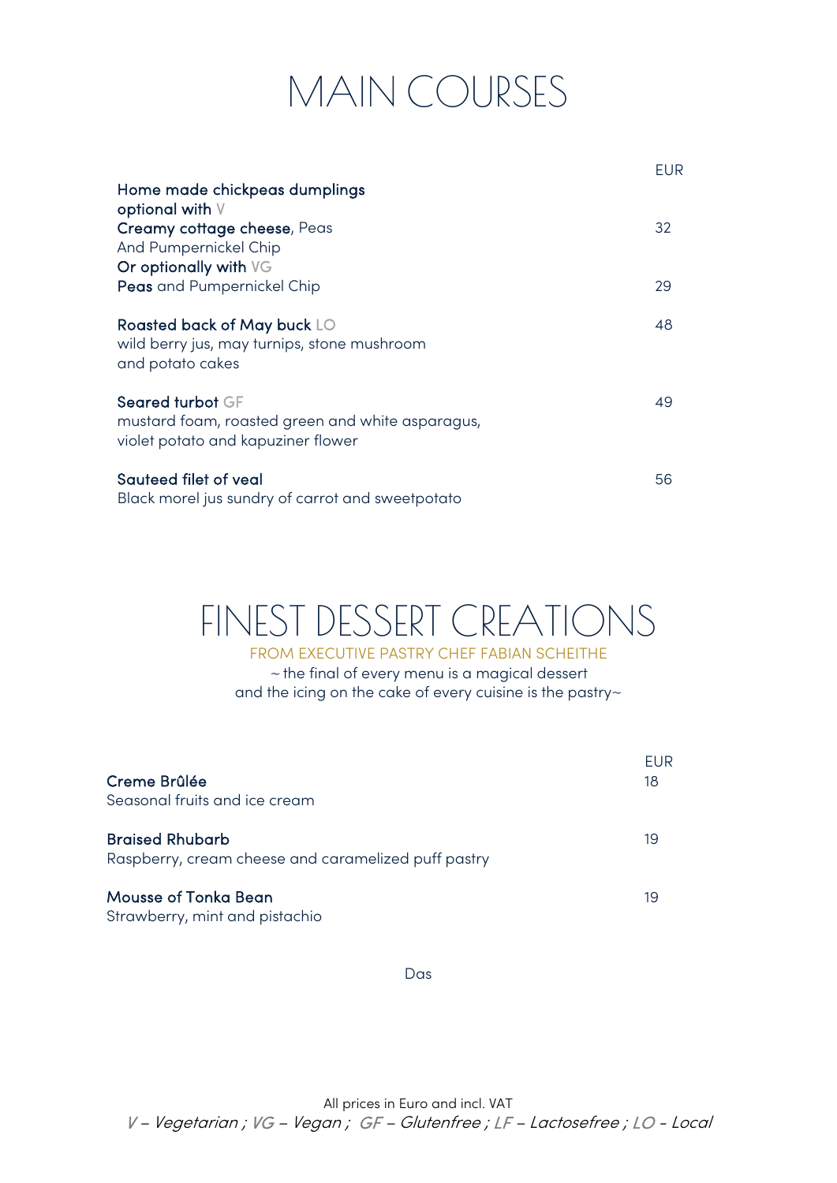# MAIN COURSES

| | EUR |
|---|---|
| **Home made chickpeas dumplings** | |
| **optional with** V | |
| **Creamy cottage cheese**, Peas | 32 |
| And Pumpernickel Chip | |
| **Or optionally with** VG | |
| **Peas** and Pumpernickel Chip | 29 |
| **Roasted back of May buck** LO | 48 |
| wild berry jus, may turnips, stone mushroom and potato cakes | |
| **Seared turbot** GF | 49 |
| mustard foam, roasted green and white asparagus, violet potato and kapuziner flower | |
| **Sauteed filet of veal** | 56 |
| Black morel jus sundry of carrot and sweetpotato | |

# FINEST DESSERT CREATIONS

FROM EXECUTIVE PASTRY CHEF FABIAN SCHEITHE

~ the final of every menu is a magical dessert
and the icing on the cake of every cuisine is the pastry~

| | EUR |
|---|---|
| **Creme Brûlée** | 18 |
| Seasonal fruits and ice cream | |
| **Braised Rhubarb** | 19 |
| Raspberry, cream cheese and caramelized puff pastry | |
| **Mousse of Tonka Bean** | 19 |
| Strawberry, mint and pistachio | |

Das

All prices in Euro and incl. VAT

*V – Vegetarian ; VG – Vegan ; GF – Glutenfree ; LF – Lactosefree ; LO - Local*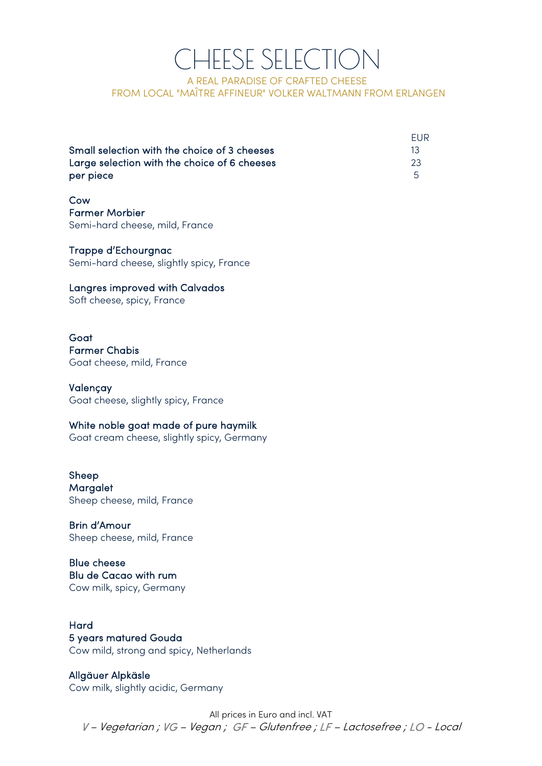# CHEESE SELECTION

A REAL PARADISE OF CRAFTED CHEESE
FROM LOCAL "MAÎTRE AFFINEUR" VOLKER WALTMANN FROM ERLANGEN

| | EUR |
|---|---|
| **Small selection with the choice of 3 cheeses** | 13 |
| **Large selection with the choice of 6 cheeses** | 23 |
| **per piece** | 5 |

**Cow**
**Farmer Morbier**
Semi-hard cheese, mild, France

**Trappe d'Echourgnac**
Semi-hard cheese, slightly spicy, France

**Langres improved with Calvados**
Soft cheese, spicy, France

**Goat**
**Farmer Chabis**
Goat cheese, mild, France

**Valençay**
Goat cheese, slightly spicy, France

**White noble goat made of pure haymilk**
Goat cream cheese, slightly spicy, Germany

**Sheep**
**Margalet**
Sheep cheese, mild, France

**Brin d'Amour**
Sheep cheese, mild, France

**Blue cheese**
**Blu de Cacao with rum**
Cow milk, spicy, Germany

**Hard**
**5 years matured Gouda**
Cow mild, strong and spicy, Netherlands

**Allgäuer Alpkäsle**
Cow milk, slightly acidic, Germany

All prices in Euro and incl. VAT

*V – Vegetarian ; VG – Vegan ; GF – Glutenfree ; LF – Lactosefree ; LO - Local*